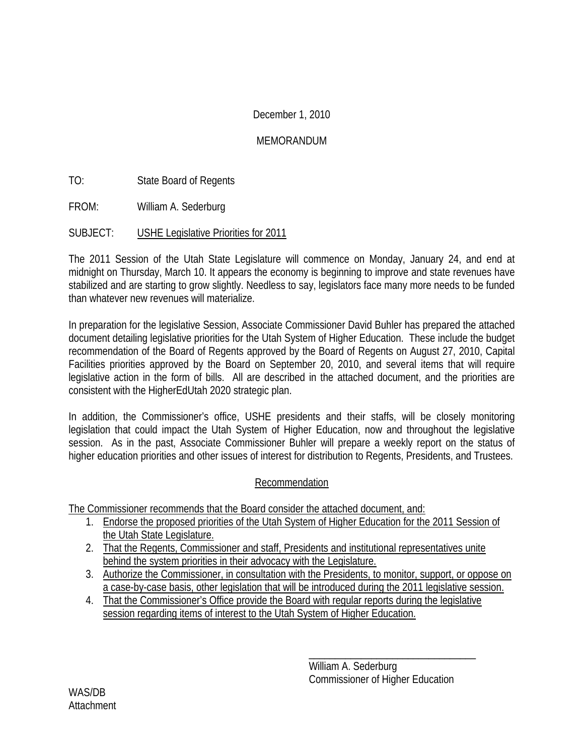December 1, 2010

MEMORANDUM

TO: State Board of Regents

FROM: William A. Sederburg

SUBJECT: USHE Legislative Priorities for 2011

The 2011 Session of the Utah State Legislature will commence on Monday, January 24, and end at midnight on Thursday, March 10. It appears the economy is beginning to improve and state revenues have stabilized and are starting to grow slightly. Needless to say, legislators face many more needs to be funded than whatever new revenues will materialize.

In preparation for the legislative Session, Associate Commissioner David Buhler has prepared the attached document detailing legislative priorities for the Utah System of Higher Education. These include the budget recommendation of the Board of Regents approved by the Board of Regents on August 27, 2010, Capital Facilities priorities approved by the Board on September 20, 2010, and several items that will require legislative action in the form of bills. All are described in the attached document, and the priorities are consistent with the HigherEdUtah 2020 strategic plan.

In addition, the Commissioner's office, USHE presidents and their staffs, will be closely monitoring legislation that could impact the Utah System of Higher Education, now and throughout the legislative session. As in the past, Associate Commissioner Buhler will prepare a weekly report on the status of higher education priorities and other issues of interest for distribution to Regents, Presidents, and Trustees.

## Recommendation

The Commissioner recommends that the Board consider the attached document, and:

1. Endorse the proposed priorities of the Utah System of Higher Education for the 2011 Session of the Utah State Legislature.
2. That the Regents, Commissioner and staff, Presidents and institutional representatives unite behind the system priorities in their advocacy with the Legislature.
3. Authorize the Commissioner, in consultation with the Presidents, to monitor, support, or oppose on a case-by-case basis, other legislation that will be introduced during the 2011 legislative session.
4. That the Commissioner's Office provide the Board with regular reports during the legislative session regarding items of interest to the Utah System of Higher Education.

\_\_\_\_\_\_\_\_\_\_\_\_\_\_\_\_\_\_\_\_\_\_\_\_\_\_\_\_\_\_\_\_\_

William A. Sederburg
Commissioner of Higher Education

WAS/DB
Attachment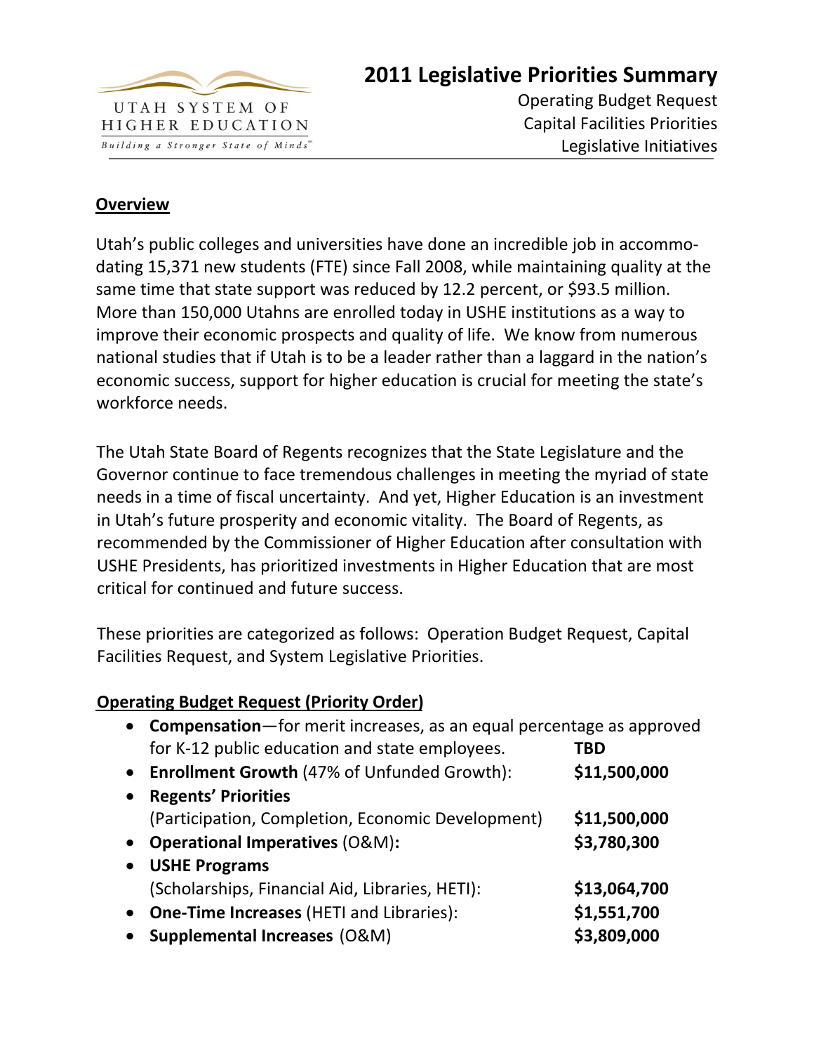UTAH SYSTEM OF HIGHER EDUCATION

*Building a Stronger State of Minds*™

# 2011 Legislative Priorities Summary

Operating Budget Request
Capital Facilities Priorities
Legislative Initiatives

## Overview

Utah's public colleges and universities have done an incredible job in accommodating 15,371 new students (FTE) since Fall 2008, while maintaining quality at the same time that state support was reduced by 12.2 percent, or $93.5 million. More than 150,000 Utahns are enrolled today in USHE institutions as a way to improve their economic prospects and quality of life. We know from numerous national studies that if Utah is to be a leader rather than a laggard in the nation's economic success, support for higher education is crucial for meeting the state's workforce needs.

The Utah State Board of Regents recognizes that the State Legislature and the Governor continue to face tremendous challenges in meeting the myriad of state needs in a time of fiscal uncertainty. And yet, Higher Education is an investment in Utah's future prosperity and economic vitality. The Board of Regents, as recommended by the Commissioner of Higher Education after consultation with USHE Presidents, has prioritized investments in Higher Education that are most critical for continued and future success.

These priorities are categorized as follows: Operation Budget Request, Capital Facilities Request, and System Legislative Priorities.

## Operating Budget Request (Priority Order)

- **Compensation**—for merit increases, as an equal percentage as approved for K-12 public education and state employees. **TBD**
- **Enrollment Growth** (47% of Unfunded Growth): **$11,500,000**
- **Regents' Priorities** (Participation, Completion, Economic Development) **$11,500,000**
- **Operational Imperatives** (O&M)**:** **$3,780,300**
- **USHE Programs** (Scholarships, Financial Aid, Libraries, HETI): **$13,064,700**
- **One-Time Increases** (HETI and Libraries): **$1,551,700**
- **Supplemental Increases** (O&M) **$3,809,000**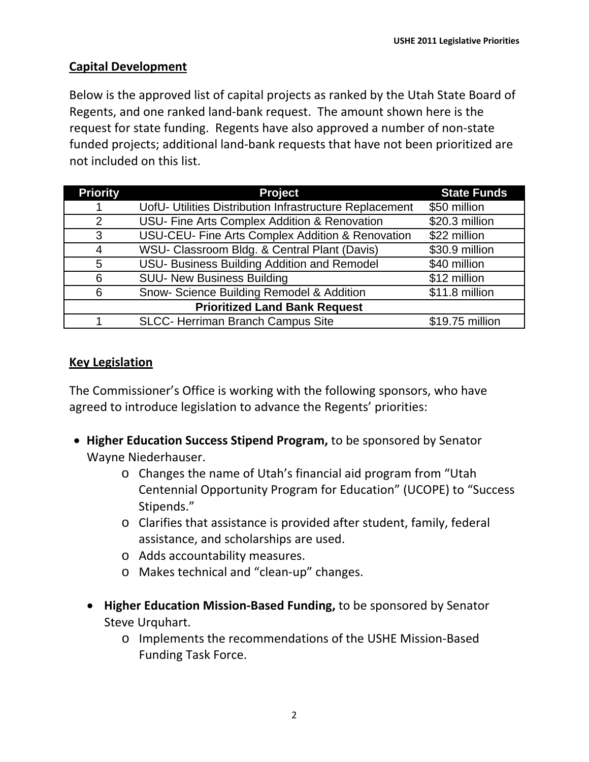## Capital Development

Below is the approved list of capital projects as ranked by the Utah State Board of Regents, and one ranked land-bank request. The amount shown here is the request for state funding. Regents have also approved a number of non-state funded projects; additional land-bank requests that have not been prioritized are not included on this list.

| Priority | Project | State Funds |
|---|---|---|
| 1 | UofU- Utilities Distribution Infrastructure Replacement | $50 million |
| 2 | USU- Fine Arts Complex Addition & Renovation | $20.3 million |
| 3 | USU-CEU- Fine Arts Complex Addition & Renovation | $22 million |
| 4 | WSU- Classroom Bldg. & Central Plant (Davis) | $30.9 million |
| 5 | USU- Business Building Addition and Remodel | $40 million |
| 6 | SUU- New Business Building | $12 million |
| 6 | Snow- Science Building Remodel & Addition | $11.8 million |
| **Prioritized Land Bank Request** | | |
| 1 | SLCC- Herriman Branch Campus Site | $19.75 million |

## Key Legislation

The Commissioner's Office is working with the following sponsors, who have agreed to introduce legislation to advance the Regents' priorities:

- **Higher Education Success Stipend Program,** to be sponsored by Senator Wayne Niederhauser.
  - Changes the name of Utah's financial aid program from "Utah Centennial Opportunity Program for Education" (UCOPE) to "Success Stipends."
  - Clarifies that assistance is provided after student, family, federal assistance, and scholarships are used.
  - Adds accountability measures.
  - Makes technical and "clean-up" changes.

- **Higher Education Mission-Based Funding,** to be sponsored by Senator Steve Urquhart.
  - Implements the recommendations of the USHE Mission-Based Funding Task Force.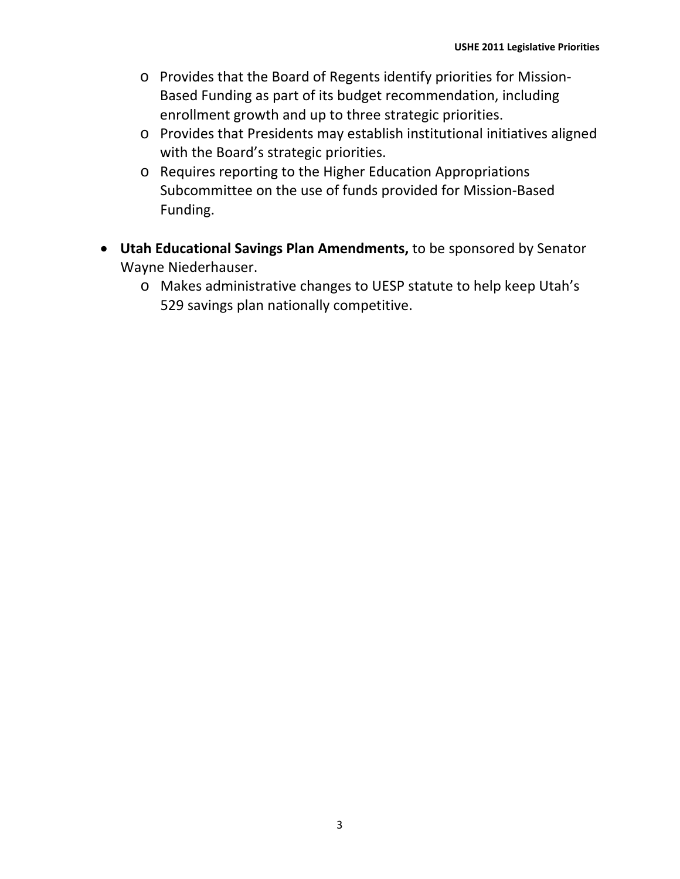- Provides that the Board of Regents identify priorities for Mission-Based Funding as part of its budget recommendation, including enrollment growth and up to three strategic priorities.
  - Provides that Presidents may establish institutional initiatives aligned with the Board's strategic priorities.
  - Requires reporting to the Higher Education Appropriations Subcommittee on the use of funds provided for Mission-Based Funding.

- **Utah Educational Savings Plan Amendments,** to be sponsored by Senator Wayne Niederhauser.
  - Makes administrative changes to UESP statute to help keep Utah's 529 savings plan nationally competitive.